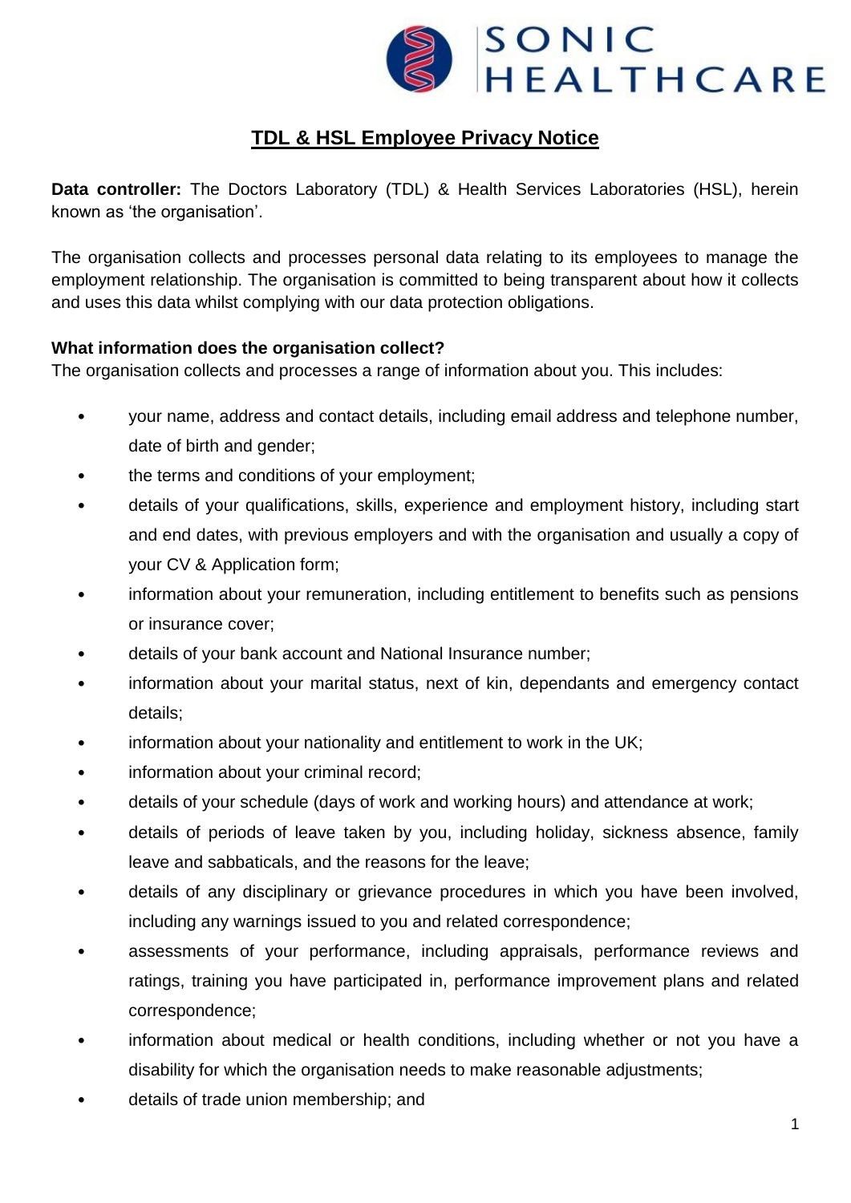# TDL & HSL Employee Privacy Notice

**Data controller:** The Doctors Laboratory (TDL) & Health Services Laboratories (HSL), herein known as 'the organisation'.

The organisation collects and processes personal data relating to its employees to manage the employment relationship. The organisation is committed to being transparent about how it collects and uses this data whilst complying with our data protection obligations.

**What information does the organisation collect?**

The organisation collects and processes a range of information about you. This includes:

- your name, address and contact details, including email address and telephone number, date of birth and gender;
- the terms and conditions of your employment;
- details of your qualifications, skills, experience and employment history, including start and end dates, with previous employers and with the organisation and usually a copy of your CV & Application form;
- information about your remuneration, including entitlement to benefits such as pensions or insurance cover;
- details of your bank account and National Insurance number;
- information about your marital status, next of kin, dependants and emergency contact details;
- information about your nationality and entitlement to work in the UK;
- information about your criminal record;
- details of your schedule (days of work and working hours) and attendance at work;
- details of periods of leave taken by you, including holiday, sickness absence, family leave and sabbaticals, and the reasons for the leave;
- details of any disciplinary or grievance procedures in which you have been involved, including any warnings issued to you and related correspondence;
- assessments of your performance, including appraisals, performance reviews and ratings, training you have participated in, performance improvement plans and related correspondence;
- information about medical or health conditions, including whether or not you have a disability for which the organisation needs to make reasonable adjustments;
- details of trade union membership; and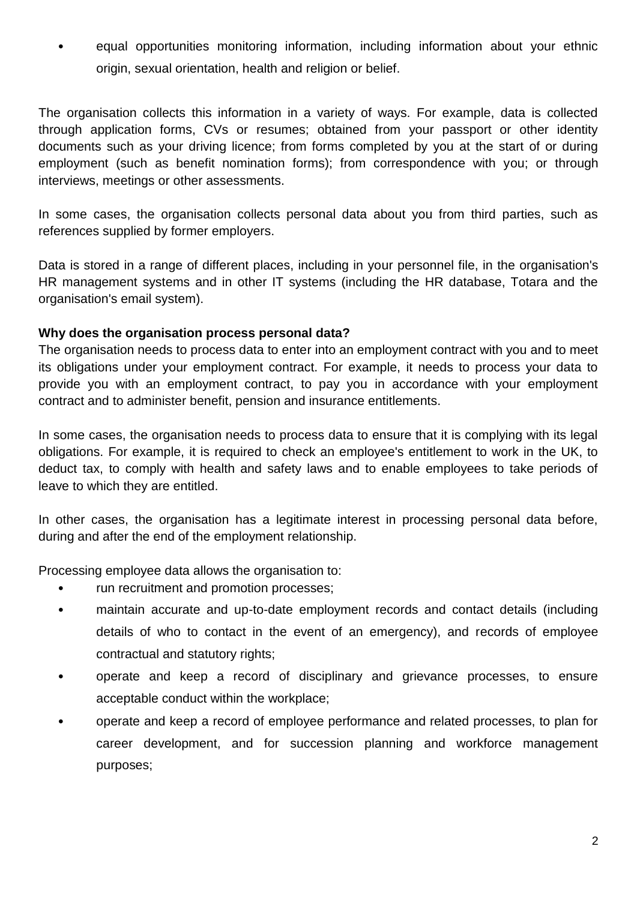- equal opportunities monitoring information, including information about your ethnic origin, sexual orientation, health and religion or belief.

The organisation collects this information in a variety of ways. For example, data is collected through application forms, CVs or resumes; obtained from your passport or other identity documents such as your driving licence; from forms completed by you at the start of or during employment (such as benefit nomination forms); from correspondence with you; or through interviews, meetings or other assessments.

In some cases, the organisation collects personal data about you from third parties, such as references supplied by former employers.

Data is stored in a range of different places, including in your personnel file, in the organisation's HR management systems and in other IT systems (including the HR database, Totara and the organisation's email system).

**Why does the organisation process personal data?**

The organisation needs to process data to enter into an employment contract with you and to meet its obligations under your employment contract. For example, it needs to process your data to provide you with an employment contract, to pay you in accordance with your employment contract and to administer benefit, pension and insurance entitlements.

In some cases, the organisation needs to process data to ensure that it is complying with its legal obligations. For example, it is required to check an employee's entitlement to work in the UK, to deduct tax, to comply with health and safety laws and to enable employees to take periods of leave to which they are entitled.

In other cases, the organisation has a legitimate interest in processing personal data before, during and after the end of the employment relationship.

Processing employee data allows the organisation to:

- run recruitment and promotion processes;
- maintain accurate and up-to-date employment records and contact details (including details of who to contact in the event of an emergency), and records of employee contractual and statutory rights;
- operate and keep a record of disciplinary and grievance processes, to ensure acceptable conduct within the workplace;
- operate and keep a record of employee performance and related processes, to plan for career development, and for succession planning and workforce management purposes;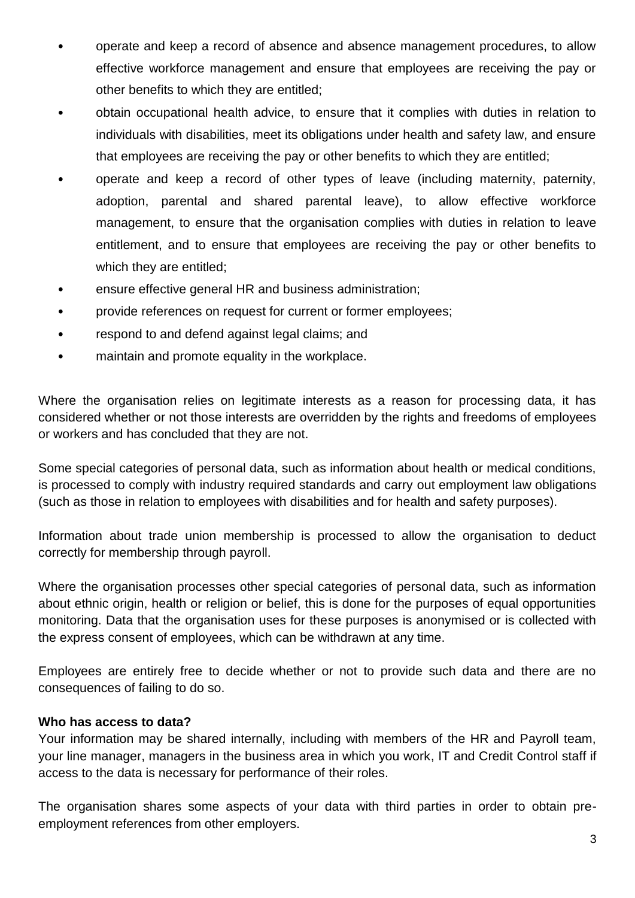- operate and keep a record of absence and absence management procedures, to allow effective workforce management and ensure that employees are receiving the pay or other benefits to which they are entitled;
- obtain occupational health advice, to ensure that it complies with duties in relation to individuals with disabilities, meet its obligations under health and safety law, and ensure that employees are receiving the pay or other benefits to which they are entitled;
- operate and keep a record of other types of leave (including maternity, paternity, adoption, parental and shared parental leave), to allow effective workforce management, to ensure that the organisation complies with duties in relation to leave entitlement, and to ensure that employees are receiving the pay or other benefits to which they are entitled;
- ensure effective general HR and business administration;
- provide references on request for current or former employees;
- respond to and defend against legal claims; and
- maintain and promote equality in the workplace.

Where the organisation relies on legitimate interests as a reason for processing data, it has considered whether or not those interests are overridden by the rights and freedoms of employees or workers and has concluded that they are not.

Some special categories of personal data, such as information about health or medical conditions, is processed to comply with industry required standards and carry out employment law obligations (such as those in relation to employees with disabilities and for health and safety purposes).

Information about trade union membership is processed to allow the organisation to deduct correctly for membership through payroll.

Where the organisation processes other special categories of personal data, such as information about ethnic origin, health or religion or belief, this is done for the purposes of equal opportunities monitoring. Data that the organisation uses for these purposes is anonymised or is collected with the express consent of employees, which can be withdrawn at any time.

Employees are entirely free to decide whether or not to provide such data and there are no consequences of failing to do so.

**Who has access to data?**

Your information may be shared internally, including with members of the HR and Payroll team, your line manager, managers in the business area in which you work, IT and Credit Control staff if access to the data is necessary for performance of their roles.

The organisation shares some aspects of your data with third parties in order to obtain pre-employment references from other employers.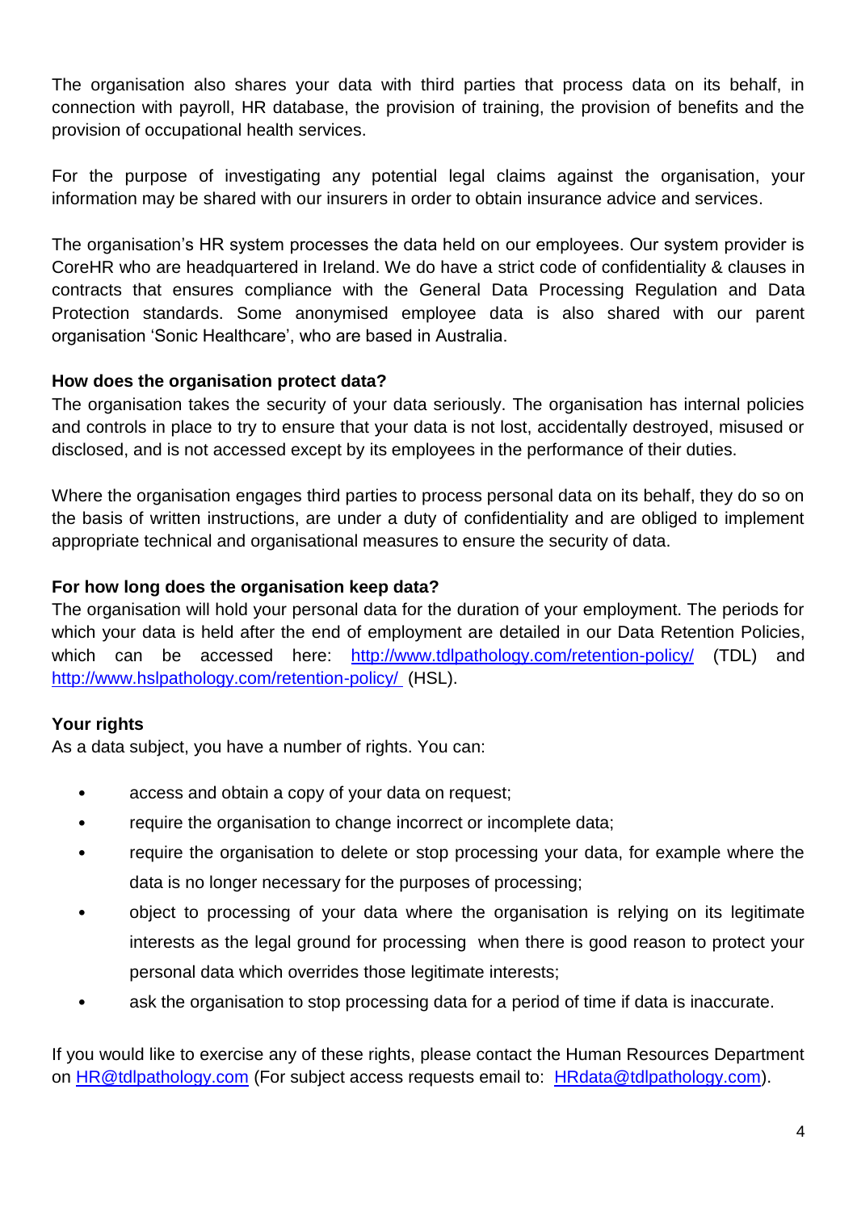The organisation also shares your data with third parties that process data on its behalf, in connection with payroll, HR database, the provision of training, the provision of benefits and the provision of occupational health services.

For the purpose of investigating any potential legal claims against the organisation, your information may be shared with our insurers in order to obtain insurance advice and services.

The organisation's HR system processes the data held on our employees. Our system provider is CoreHR who are headquartered in Ireland. We do have a strict code of confidentiality & clauses in contracts that ensures compliance with the General Data Processing Regulation and Data Protection standards. Some anonymised employee data is also shared with our parent organisation 'Sonic Healthcare', who are based in Australia.

**How does the organisation protect data?**

The organisation takes the security of your data seriously. The organisation has internal policies and controls in place to try to ensure that your data is not lost, accidentally destroyed, misused or disclosed, and is not accessed except by its employees in the performance of their duties.

Where the organisation engages third parties to process personal data on its behalf, they do so on the basis of written instructions, are under a duty of confidentiality and are obliged to implement appropriate technical and organisational measures to ensure the security of data.

**For how long does the organisation keep data?**

The organisation will hold your personal data for the duration of your employment. The periods for which your data is held after the end of employment are detailed in our Data Retention Policies, which can be accessed here: http://www.tdlpathology.com/retention-policy/ (TDL) and http://www.hslpathology.com/retention-policy/ (HSL).

**Your rights**

As a data subject, you have a number of rights. You can:

- access and obtain a copy of your data on request;
- require the organisation to change incorrect or incomplete data;
- require the organisation to delete or stop processing your data, for example where the data is no longer necessary for the purposes of processing;
- object to processing of your data where the organisation is relying on its legitimate interests as the legal ground for processing when there is good reason to protect your personal data which overrides those legitimate interests;
- ask the organisation to stop processing data for a period of time if data is inaccurate.

If you would like to exercise any of these rights, please contact the Human Resources Department on HR@tdlpathology.com (For subject access requests email to: HRdata@tdlpathology.com).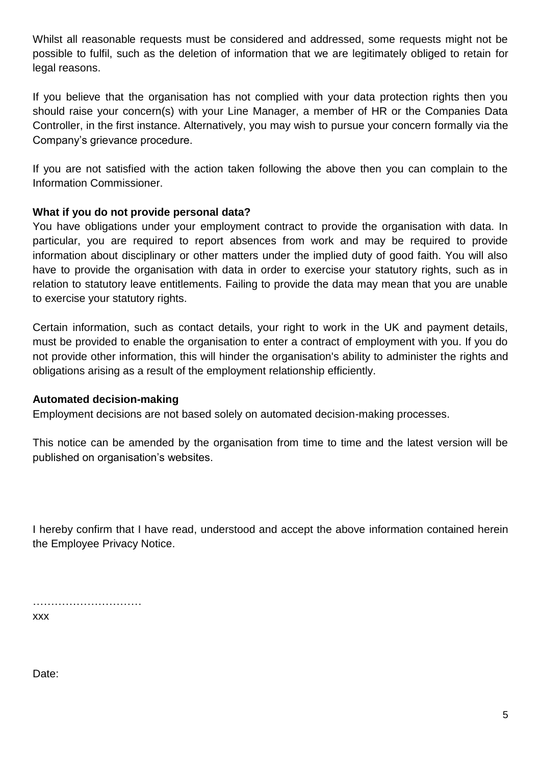Whilst all reasonable requests must be considered and addressed, some requests might not be possible to fulfil, such as the deletion of information that we are legitimately obliged to retain for legal reasons.

If you believe that the organisation has not complied with your data protection rights then you should raise your concern(s) with your Line Manager, a member of HR or the Companies Data Controller, in the first instance. Alternatively, you may wish to pursue your concern formally via the Company's grievance procedure.

If you are not satisfied with the action taken following the above then you can complain to the Information Commissioner.

**What if you do not provide personal data?**

You have obligations under your employment contract to provide the organisation with data. In particular, you are required to report absences from work and may be required to provide information about disciplinary or other matters under the implied duty of good faith. You will also have to provide the organisation with data in order to exercise your statutory rights, such as in relation to statutory leave entitlements. Failing to provide the data may mean that you are unable to exercise your statutory rights.

Certain information, such as contact details, your right to work in the UK and payment details, must be provided to enable the organisation to enter a contract of employment with you. If you do not provide other information, this will hinder the organisation's ability to administer the rights and obligations arising as a result of the employment relationship efficiently.

**Automated decision-making**

Employment decisions are not based solely on automated decision-making processes.

This notice can be amended by the organisation from time to time and the latest version will be published on organisation's websites.

I hereby confirm that I have read, understood and accept the above information contained herein the Employee Privacy Notice.

…………………………
xxx

Date: